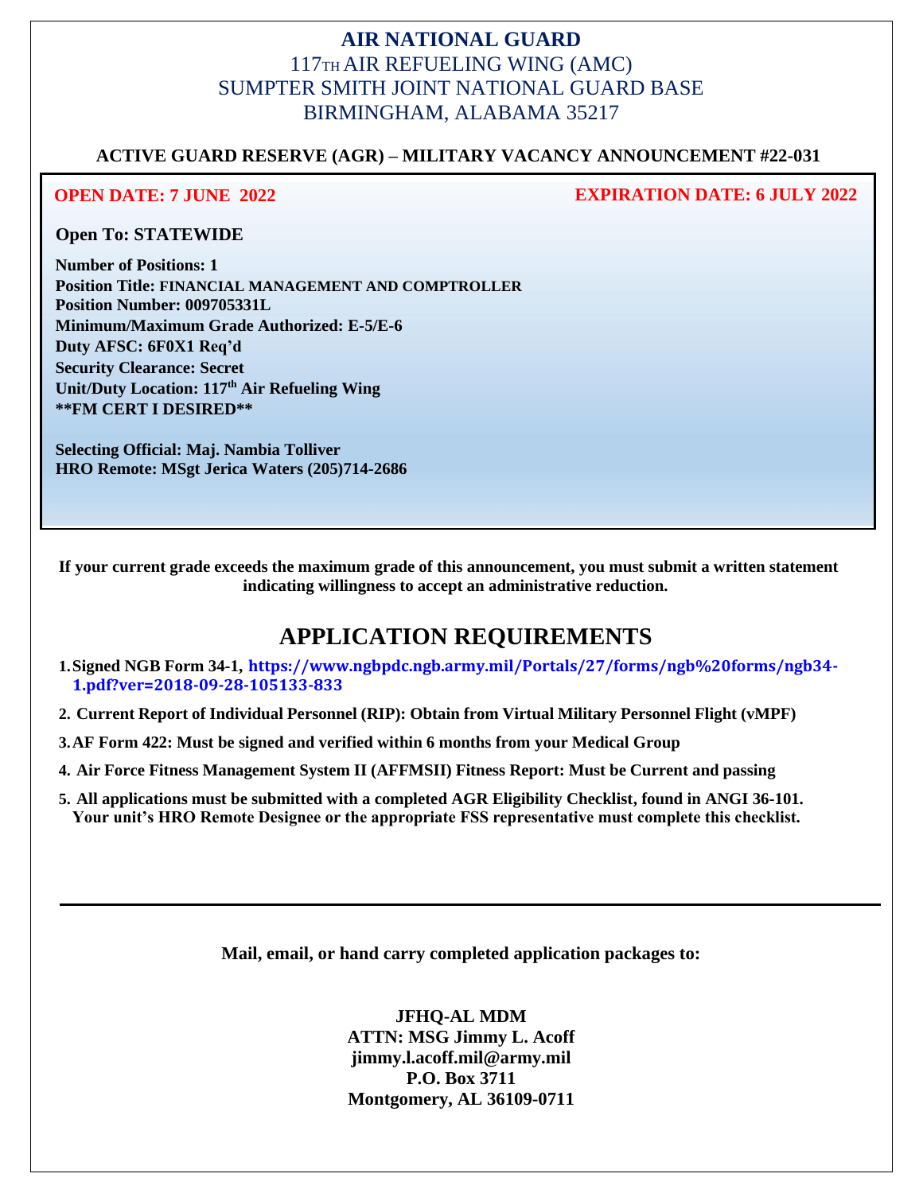# AIR NATIONAL GUARD

117TH AIR REFUELING WING (AMC)
SUMPTER SMITH JOINT NATIONAL GUARD BASE
BIRMINGHAM, ALABAMA 35217

**ACTIVE GUARD RESERVE (AGR) – MILITARY VACANCY ANNOUNCEMENT #22-031**

**OPEN DATE: 7 JUNE 2022** **EXPIRATION DATE: 6 JULY 2022**

**Open To: STATEWIDE**

**Number of Positions: 1**
**Position Title: FINANCIAL MANAGEMENT AND COMPTROLLER**
**Position Number: 009705331L**
**Minimum/Maximum Grade Authorized: E-5/E-6**
**Duty AFSC: 6F0X1 Req'd**
**Security Clearance: Secret**
**Unit/Duty Location: 117th Air Refueling Wing**
**\*\*FM CERT I DESIRED\*\***

**Selecting Official: Maj. Nambia Tolliver**
**HRO Remote: MSgt Jerica Waters (205)714-2686**

**If your current grade exceeds the maximum grade of this announcement, you must submit a written statement indicating willingness to accept an administrative reduction.**

## APPLICATION REQUIREMENTS

1. **Signed NGB Form 34-1, https://www.ngbpdc.ngb.army.mil/Portals/27/forms/ngb%20forms/ngb34-1.pdf?ver=2018-09-28-105133-833**
2. **Current Report of Individual Personnel (RIP): Obtain from Virtual Military Personnel Flight (vMPF)**
3. **AF Form 422: Must be signed and verified within 6 months from your Medical Group**
4. **Air Force Fitness Management System II (AFFMSII) Fitness Report: Must be Current and passing**
5. **All applications must be submitted with a completed AGR Eligibility Checklist, found in ANGI 36-101. Your unit's HRO Remote Designee or the appropriate FSS representative must complete this checklist.**

---

**Mail, email, or hand carry completed application packages to:**

**JFHQ-AL MDM**
**ATTN: MSG Jimmy L. Acoff**
**jimmy.l.acoff.mil@army.mil**
**P.O. Box 3711**
**Montgomery, AL 36109-0711**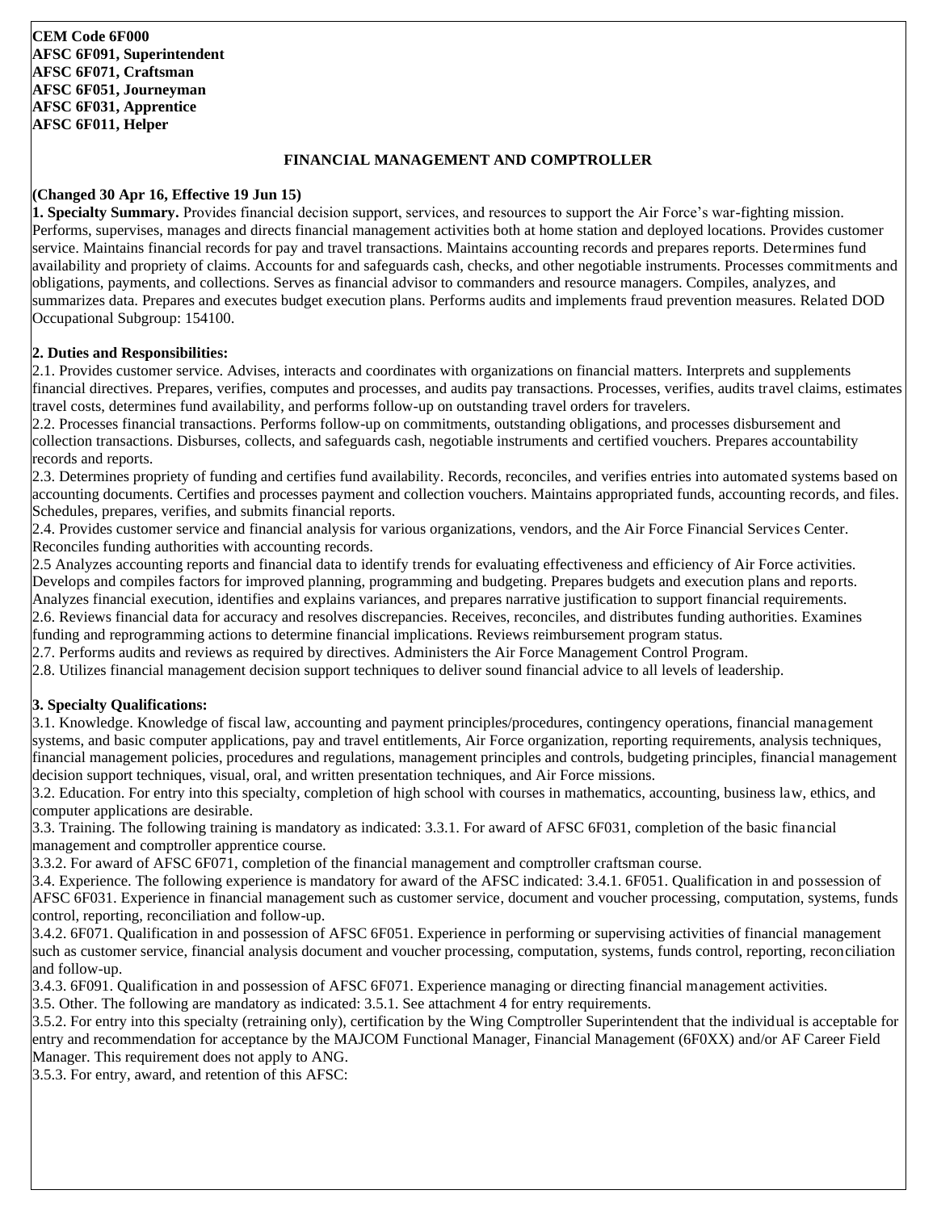**CEM Code 6F000**
**AFSC 6F091, Superintendent**
**AFSC 6F071, Craftsman**
**AFSC 6F051, Journeyman**
**AFSC 6F031, Apprentice**
**AFSC 6F011, Helper**

## FINANCIAL MANAGEMENT AND COMPTROLLER

**(Changed 30 Apr 16, Effective 19 Jun 15)**

**1. Specialty Summary.** Provides financial decision support, services, and resources to support the Air Force's war-fighting mission. Performs, supervises, manages and directs financial management activities both at home station and deployed locations. Provides customer service. Maintains financial records for pay and travel transactions. Maintains accounting records and prepares reports. Determines fund availability and propriety of claims. Accounts for and safeguards cash, checks, and other negotiable instruments. Processes commitments and obligations, payments, and collections. Serves as financial advisor to commanders and resource managers. Compiles, analyzes, and summarizes data. Prepares and executes budget execution plans. Performs audits and implements fraud prevention measures. Related DOD Occupational Subgroup: 154100.

**2. Duties and Responsibilities:**

2.1. Provides customer service. Advises, interacts and coordinates with organizations on financial matters. Interprets and supplements financial directives. Prepares, verifies, computes and processes, and audits pay transactions. Processes, verifies, audits travel claims, estimates travel costs, determines fund availability, and performs follow-up on outstanding travel orders for travelers.

2.2. Processes financial transactions. Performs follow-up on commitments, outstanding obligations, and processes disbursement and collection transactions. Disburses, collects, and safeguards cash, negotiable instruments and certified vouchers. Prepares accountability records and reports.

2.3. Determines propriety of funding and certifies fund availability. Records, reconciles, and verifies entries into automated systems based on accounting documents. Certifies and processes payment and collection vouchers. Maintains appropriated funds, accounting records, and files. Schedules, prepares, verifies, and submits financial reports.

2.4. Provides customer service and financial analysis for various organizations, vendors, and the Air Force Financial Services Center. Reconciles funding authorities with accounting records.

2.5 Analyzes accounting reports and financial data to identify trends for evaluating effectiveness and efficiency of Air Force activities. Develops and compiles factors for improved planning, programming and budgeting. Prepares budgets and execution plans and reports. Analyzes financial execution, identifies and explains variances, and prepares narrative justification to support financial requirements.

2.6. Reviews financial data for accuracy and resolves discrepancies. Receives, reconciles, and distributes funding authorities. Examines funding and reprogramming actions to determine financial implications. Reviews reimbursement program status.

2.7. Performs audits and reviews as required by directives. Administers the Air Force Management Control Program.

2.8. Utilizes financial management decision support techniques to deliver sound financial advice to all levels of leadership.

**3. Specialty Qualifications:**

3.1. Knowledge. Knowledge of fiscal law, accounting and payment principles/procedures, contingency operations, financial management systems, and basic computer applications, pay and travel entitlements, Air Force organization, reporting requirements, analysis techniques, financial management policies, procedures and regulations, management principles and controls, budgeting principles, financial management decision support techniques, visual, oral, and written presentation techniques, and Air Force missions.

3.2. Education. For entry into this specialty, completion of high school with courses in mathematics, accounting, business law, ethics, and computer applications are desirable.

3.3. Training. The following training is mandatory as indicated: 3.3.1. For award of AFSC 6F031, completion of the basic financial management and comptroller apprentice course.

3.3.2. For award of AFSC 6F071, completion of the financial management and comptroller craftsman course.

3.4. Experience. The following experience is mandatory for award of the AFSC indicated: 3.4.1. 6F051. Qualification in and possession of AFSC 6F031. Experience in financial management such as customer service, document and voucher processing, computation, systems, funds control, reporting, reconciliation and follow-up.

3.4.2. 6F071. Qualification in and possession of AFSC 6F051. Experience in performing or supervising activities of financial management such as customer service, financial analysis document and voucher processing, computation, systems, funds control, reporting, reconciliation and follow-up.

3.4.3. 6F091. Qualification in and possession of AFSC 6F071. Experience managing or directing financial management activities.

3.5. Other. The following are mandatory as indicated: 3.5.1. See attachment 4 for entry requirements.

3.5.2. For entry into this specialty (retraining only), certification by the Wing Comptroller Superintendent that the individual is acceptable for entry and recommendation for acceptance by the MAJCOM Functional Manager, Financial Management (6F0XX) and/or AF Career Field Manager. This requirement does not apply to ANG.

3.5.3. For entry, award, and retention of this AFSC: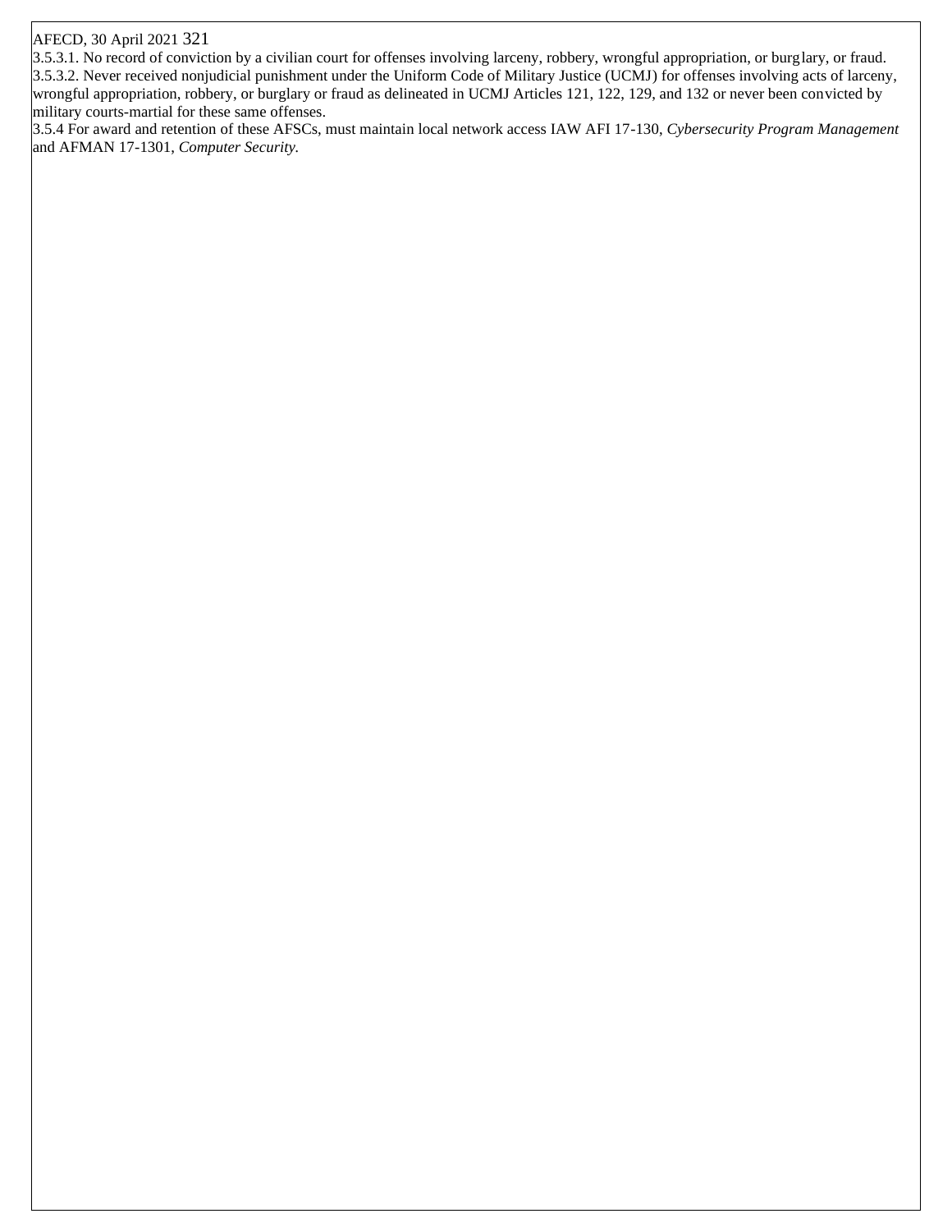3.5.3.1. No record of conviction by a civilian court for offenses involving larceny, robbery, wrongful appropriation, or burglary, or fraud.

3.5.3.2. Never received nonjudicial punishment under the Uniform Code of Military Justice (UCMJ) for offenses involving acts of larceny, wrongful appropriation, robbery, or burglary or fraud as delineated in UCMJ Articles 121, 122, 129, and 132 or never been convicted by military courts-martial for these same offenses.

3.5.4 For award and retention of these AFSCs, must maintain local network access IAW AFI 17-130, *Cybersecurity Program Management* and AFMAN 17-1301, *Computer Security.*